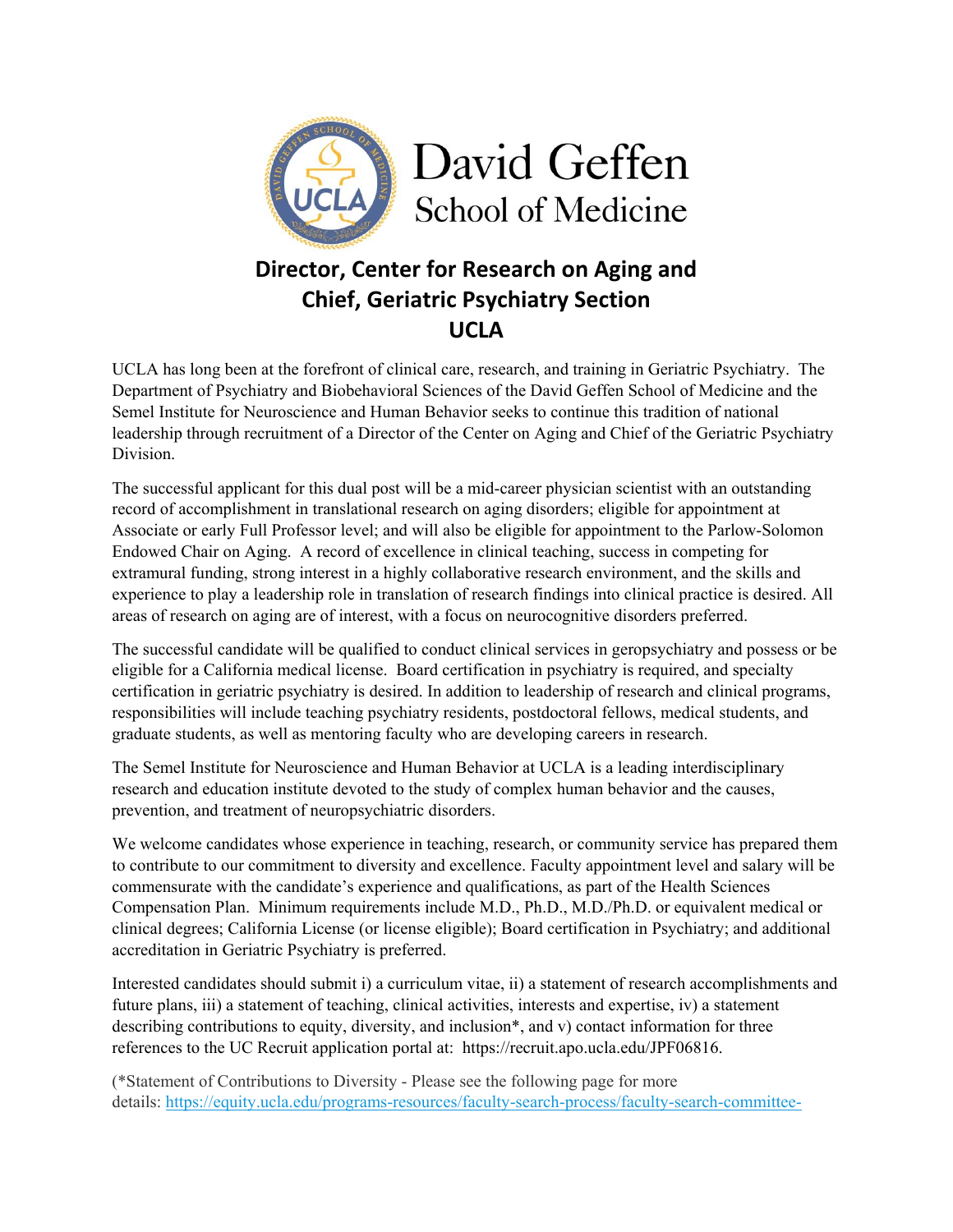David Geffen School of Medicine

# Director, Center for Research on Aging and Chief, Geriatric Psychiatry Section UCLA

UCLA has long been at the forefront of clinical care, research, and training in Geriatric Psychiatry. The Department of Psychiatry and Biobehavioral Sciences of the David Geffen School of Medicine and the Semel Institute for Neuroscience and Human Behavior seeks to continue this tradition of national leadership through recruitment of a Director of the Center on Aging and Chief of the Geriatric Psychiatry Division.

The successful applicant for this dual post will be a mid-career physician scientist with an outstanding record of accomplishment in translational research on aging disorders; eligible for appointment at Associate or early Full Professor level; and will also be eligible for appointment to the Parlow-Solomon Endowed Chair on Aging. A record of excellence in clinical teaching, success in competing for extramural funding, strong interest in a highly collaborative research environment, and the skills and experience to play a leadership role in translation of research findings into clinical practice is desired. All areas of research on aging are of interest, with a focus on neurocognitive disorders preferred.

The successful candidate will be qualified to conduct clinical services in geropsychiatry and possess or be eligible for a California medical license. Board certification in psychiatry is required, and specialty certification in geriatric psychiatry is desired. In addition to leadership of research and clinical programs, responsibilities will include teaching psychiatry residents, postdoctoral fellows, medical students, and graduate students, as well as mentoring faculty who are developing careers in research.

The Semel Institute for Neuroscience and Human Behavior at UCLA is a leading interdisciplinary research and education institute devoted to the study of complex human behavior and the causes, prevention, and treatment of neuropsychiatric disorders.

We welcome candidates whose experience in teaching, research, or community service has prepared them to contribute to our commitment to diversity and excellence. Faculty appointment level and salary will be commensurate with the candidate's experience and qualifications, as part of the Health Sciences Compensation Plan. Minimum requirements include M.D., Ph.D., M.D./Ph.D. or equivalent medical or clinical degrees; California License (or license eligible); Board certification in Psychiatry; and additional accreditation in Geriatric Psychiatry is preferred.

Interested candidates should submit i) a curriculum vitae, ii) a statement of research accomplishments and future plans, iii) a statement of teaching, clinical activities, interests and expertise, iv) a statement describing contributions to equity, diversity, and inclusion*, and v) contact information for three references to the UC Recruit application portal at: https://recruit.apo.ucla.edu/JPF06816.

(*Statement of Contributions to Diversity - Please see the following page for more details: https://equity.ucla.edu/programs-resources/faculty-search-process/faculty-search-committee-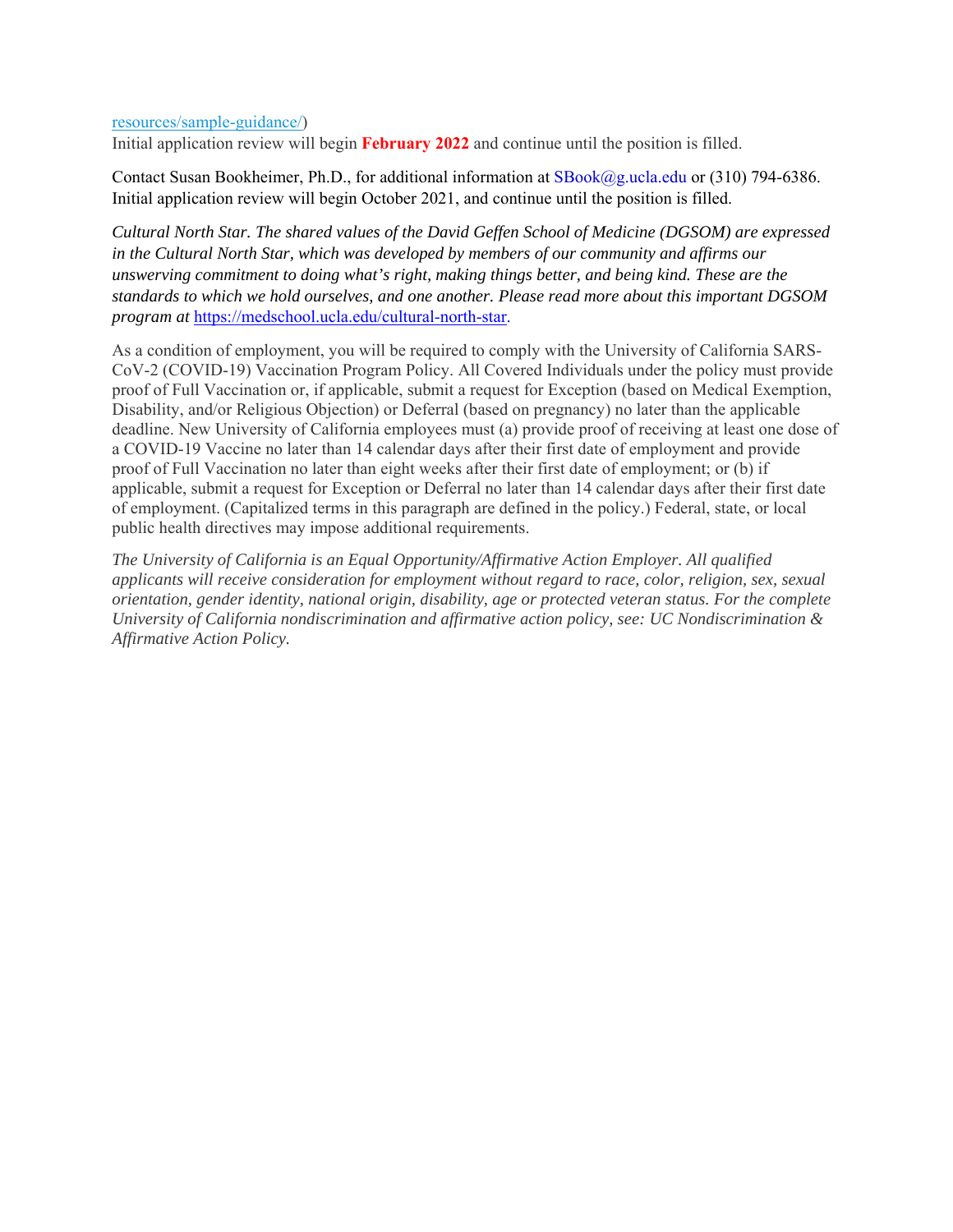resources/sample-guidance/)
Initial application review will begin **February 2022** and continue until the position is filled.

Contact Susan Bookheimer, Ph.D., for additional information at SBook@g.ucla.edu or (310) 794-6386. Initial application review will begin October 2021, and continue until the position is filled.

*Cultural North Star. The shared values of the David Geffen School of Medicine (DGSOM) are expressed in the Cultural North Star, which was developed by members of our community and affirms our unswerving commitment to doing what's right, making things better, and being kind. These are the standards to which we hold ourselves, and one another. Please read more about this important DGSOM program at* https://medschool.ucla.edu/cultural-north-star.

As a condition of employment, you will be required to comply with the University of California SARS-CoV-2 (COVID-19) Vaccination Program Policy. All Covered Individuals under the policy must provide proof of Full Vaccination or, if applicable, submit a request for Exception (based on Medical Exemption, Disability, and/or Religious Objection) or Deferral (based on pregnancy) no later than the applicable deadline. New University of California employees must (a) provide proof of receiving at least one dose of a COVID-19 Vaccine no later than 14 calendar days after their first date of employment and provide proof of Full Vaccination no later than eight weeks after their first date of employment; or (b) if applicable, submit a request for Exception or Deferral no later than 14 calendar days after their first date of employment. (Capitalized terms in this paragraph are defined in the policy.) Federal, state, or local public health directives may impose additional requirements.

*The University of California is an Equal Opportunity/Affirmative Action Employer. All qualified applicants will receive consideration for employment without regard to race, color, religion, sex, sexual orientation, gender identity, national origin, disability, age or protected veteran status. For the complete University of California nondiscrimination and affirmative action policy, see: UC Nondiscrimination & Affirmative Action Policy.*